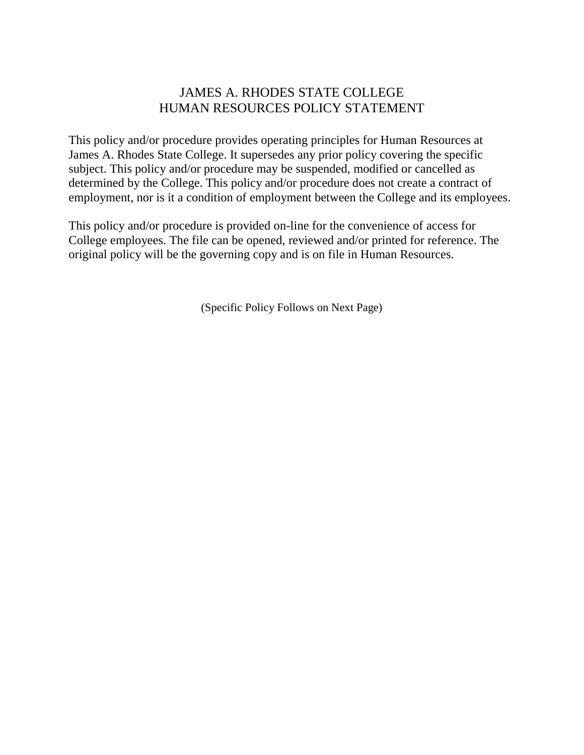# JAMES A. RHODES STATE COLLEGE
# HUMAN RESOURCES POLICY STATEMENT

This policy and/or procedure provides operating principles for Human Resources at James A. Rhodes State College. It supersedes any prior policy covering the specific subject. This policy and/or procedure may be suspended, modified or cancelled as determined by the College. This policy and/or procedure does not create a contract of employment, nor is it a condition of employment between the College and its employees.

This policy and/or procedure is provided on-line for the convenience of access for College employees. The file can be opened, reviewed and/or printed for reference. The original policy will be the governing copy and is on file in Human Resources.

(Specific Policy Follows on Next Page)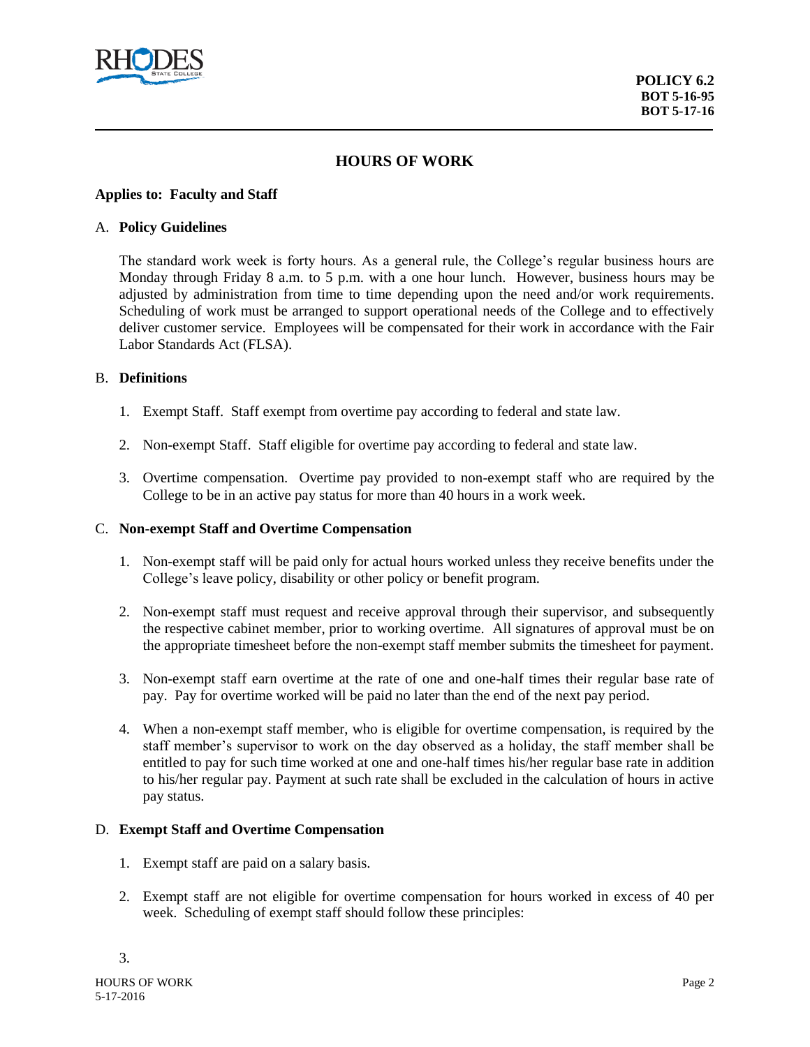POLICY 6.2
BOT 5-16-95
BOT 5-17-16

# HOURS OF WORK

**Applies to: Faculty and Staff**

A. **Policy Guidelines**

The standard work week is forty hours. As a general rule, the College's regular business hours are Monday through Friday 8 a.m. to 5 p.m. with a one hour lunch. However, business hours may be adjusted by administration from time to time depending upon the need and/or work requirements. Scheduling of work must be arranged to support operational needs of the College and to effectively deliver customer service. Employees will be compensated for their work in accordance with the Fair Labor Standards Act (FLSA).

B. **Definitions**

1. Exempt Staff. Staff exempt from overtime pay according to federal and state law.

2. Non-exempt Staff. Staff eligible for overtime pay according to federal and state law.

3. Overtime compensation. Overtime pay provided to non-exempt staff who are required by the College to be in an active pay status for more than 40 hours in a work week.

C. **Non-exempt Staff and Overtime Compensation**

1. Non-exempt staff will be paid only for actual hours worked unless they receive benefits under the College's leave policy, disability or other policy or benefit program.

2. Non-exempt staff must request and receive approval through their supervisor, and subsequently the respective cabinet member, prior to working overtime. All signatures of approval must be on the appropriate timesheet before the non-exempt staff member submits the timesheet for payment.

3. Non-exempt staff earn overtime at the rate of one and one-half times their regular base rate of pay. Pay for overtime worked will be paid no later than the end of the next pay period.

4. When a non-exempt staff member, who is eligible for overtime compensation, is required by the staff member's supervisor to work on the day observed as a holiday, the staff member shall be entitled to pay for such time worked at one and one-half times his/her regular base rate in addition to his/her regular pay. Payment at such rate shall be excluded in the calculation of hours in active pay status.

D. **Exempt Staff and Overtime Compensation**

1. Exempt staff are paid on a salary basis.

2. Exempt staff are not eligible for overtime compensation for hours worked in excess of 40 per week. Scheduling of exempt staff should follow these principles:

3.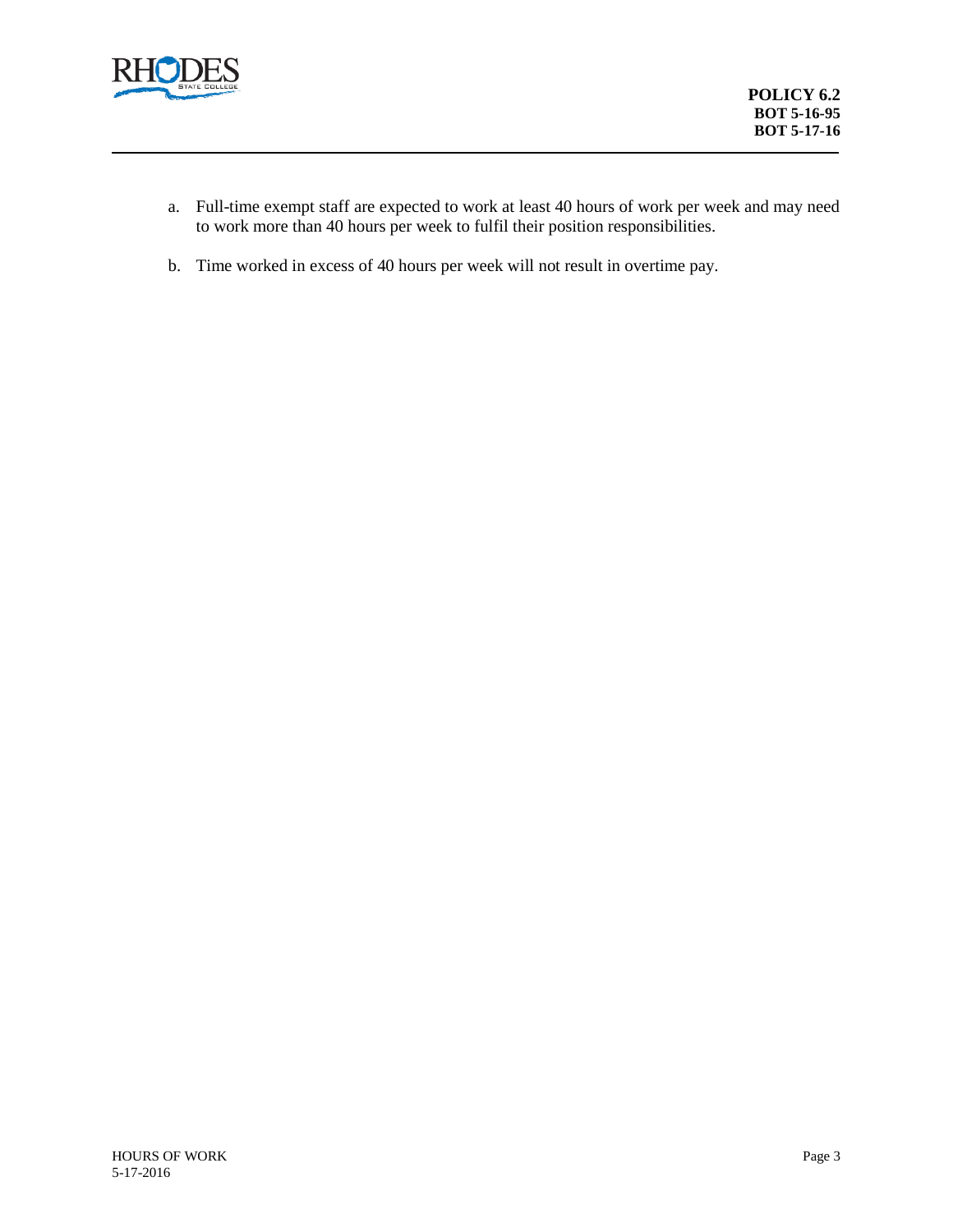a. Full-time exempt staff are expected to work at least 40 hours of work per week and may need to work more than 40 hours per week to fulfil their position responsibilities.

b. Time worked in excess of 40 hours per week will not result in overtime pay.